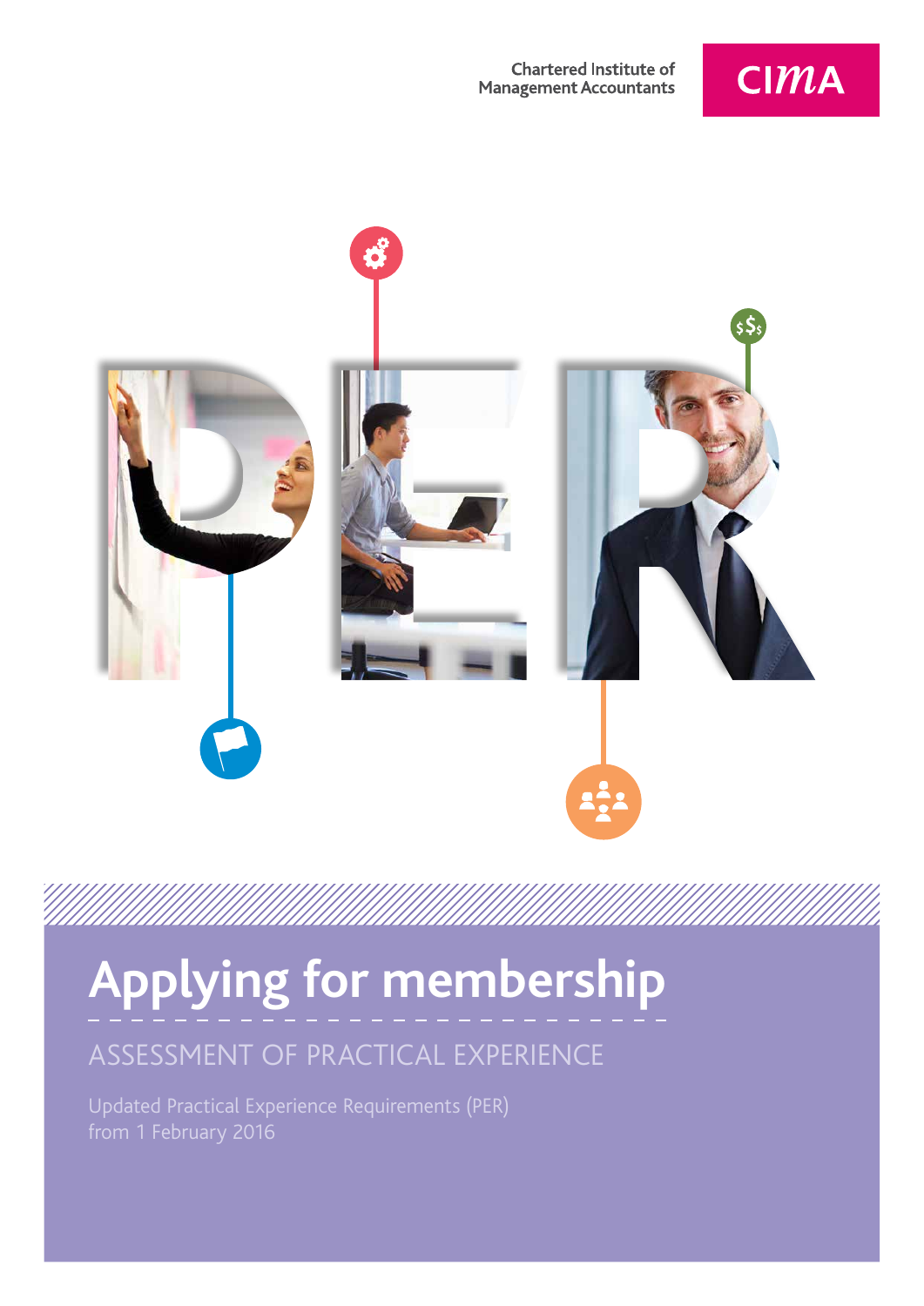Chartered Institute of Management Accountants

CIMA

# Applying for membership

## ASSESSMENT OF PRACTICAL EXPERIENCE

Updated Practical Experience Requirements (PER) from 1 February 2016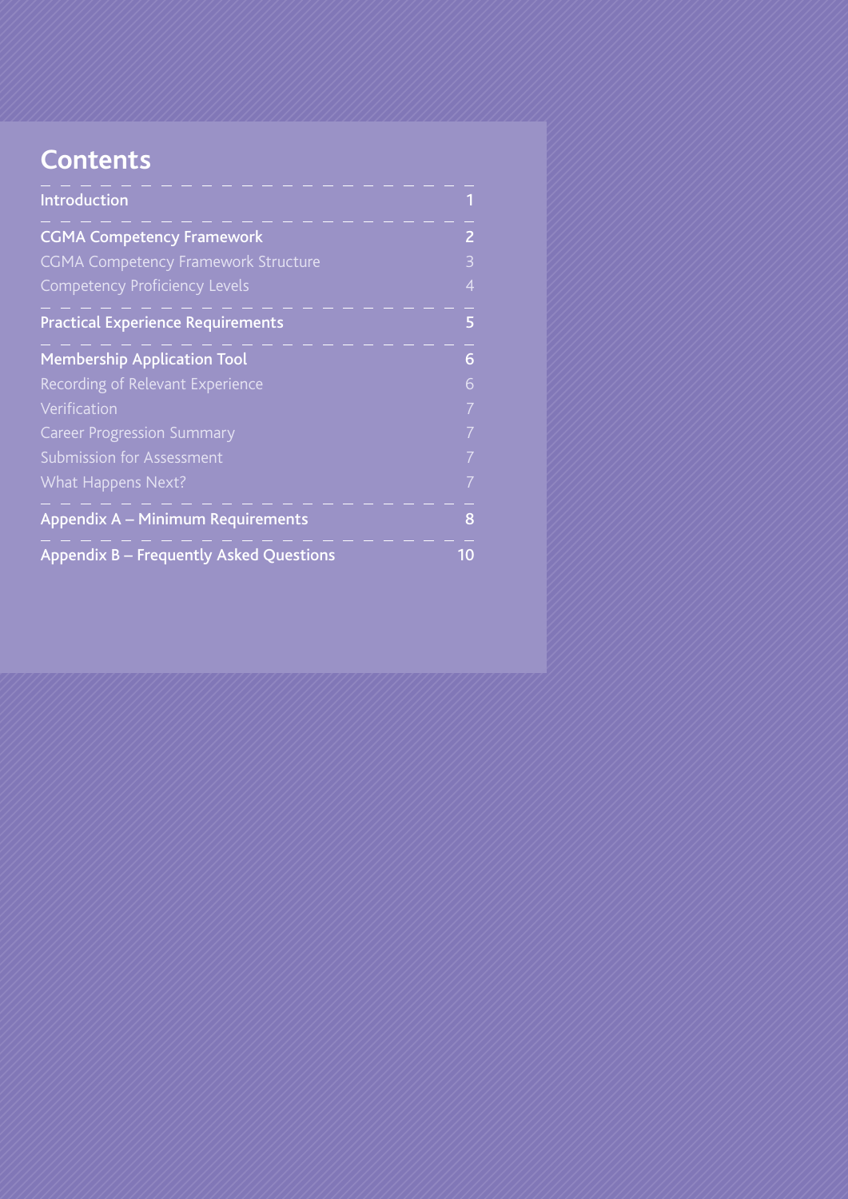# Contents

| | |
|---|---|
| **Introduction** | **1** |
| **CGMA Competency Framework** | **2** |
| CGMA Competency Framework Structure | 3 |
| Competency Proficiency Levels | 4 |
| **Practical Experience Requirements** | **5** |
| **Membership Application Tool** | **6** |
| Recording of Relevant Experience | 6 |
| Verification | 7 |
| Career Progression Summary | 7 |
| Submission for Assessment | 7 |
| What Happens Next? | 7 |
| **Appendix A – Minimum Requirements** | **8** |
| **Appendix B – Frequently Asked Questions** | **10** |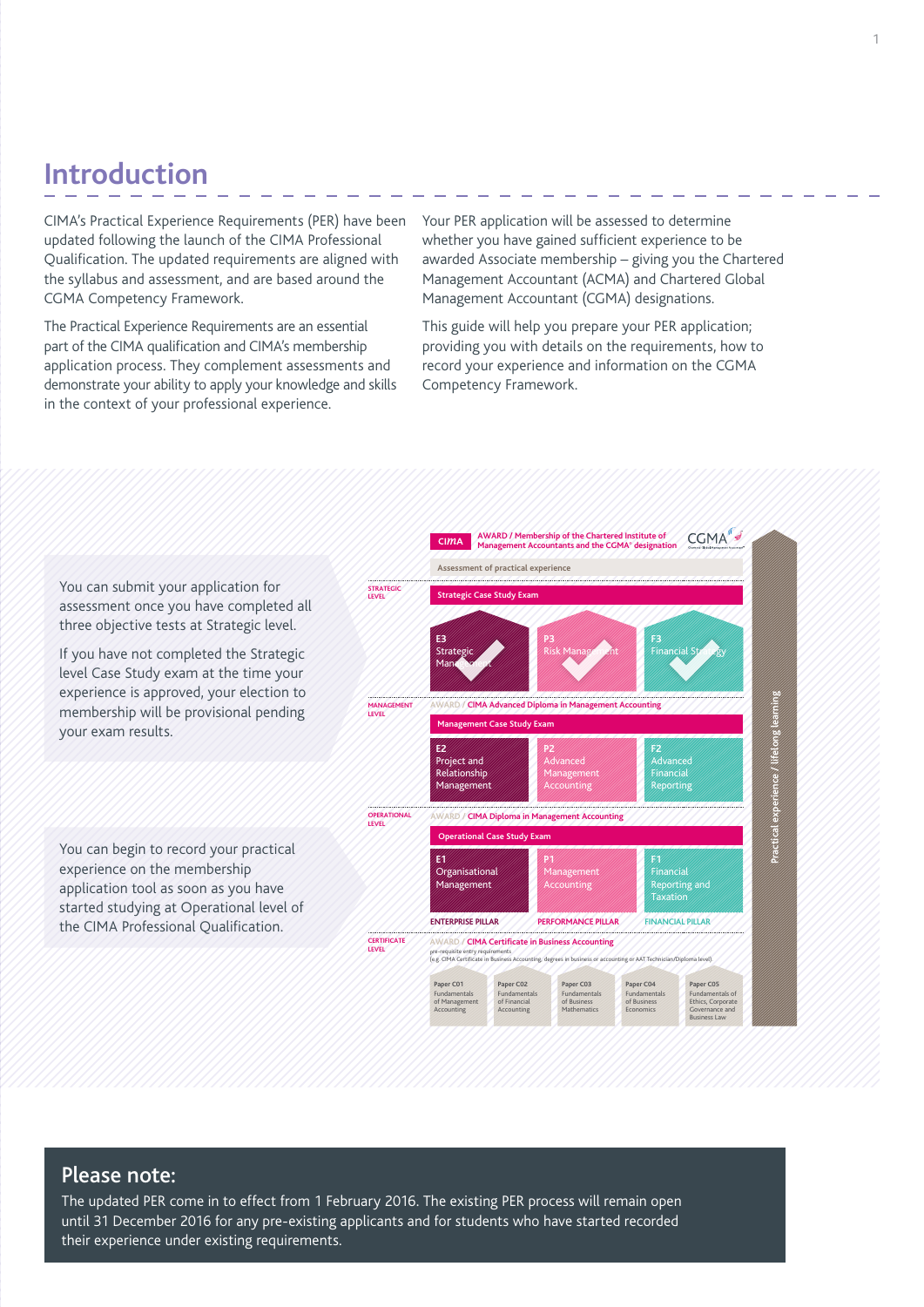# Introduction

CIMA's Practical Experience Requirements (PER) have been updated following the launch of the CIMA Professional Qualification. The updated requirements are aligned with the syllabus and assessment, and are based around the CGMA Competency Framework.

The Practical Experience Requirements are an essential part of the CIMA qualification and CIMA's membership application process. They complement assessments and demonstrate your ability to apply your knowledge and skills in the context of your professional experience.

Your PER application will be assessed to determine whether you have gained sufficient experience to be awarded Associate membership – giving you the Chartered Management Accountant (ACMA) and Chartered Global Management Accountant (CGMA) designations.

This guide will help you prepare your PER application; providing you with details on the requirements, how to record your experience and information on the CGMA Competency Framework.

You can submit your application for assessment once you have completed all three objective tests at Strategic level.

If you have not completed the Strategic level Case Study exam at the time your experience is approved, your election to membership will be provisional pending your exam results.

You can begin to record your practical experience on the membership application tool as soon as you have started studying at Operational level of the CIMA Professional Qualification.

CIMA — AWARD / Membership of the Chartered Institute of Management Accountants and the CGMA® designation — CGMA

Assessment of practical experience

STRATEGIC LEVEL
Strategic Case Study Exam
E3 Strategic Management | P3 Risk Management | F3 Financial Strategy

MANAGEMENT LEVEL
AWARD / CIMA Advanced Diploma in Management Accounting
Management Case Study Exam
E2 Project and Relationship Management | P2 Advanced Management Accounting | F2 Advanced Financial Reporting

OPERATIONAL LEVEL
AWARD / CIMA Diploma in Management Accounting
Operational Case Study Exam
E1 Organisational Management | P1 Management Accounting | F1 Financial Reporting and Taxation

ENTERPRISE PILLAR | PERFORMANCE PILLAR | FINANCIAL PILLAR

CERTIFICATE LEVEL
AWARD / CIMA Certificate in Business Accounting
pre-requisite entry requirements
(e.g. CIMA Certificate in Business Accounting, degrees in business or accounting or AAT Technician/Diploma level)

Paper C01 Fundamentals of Management Accounting | Paper C02 Fundamentals of Financial Accounting | Paper C03 Fundamentals of Business Mathematics | Paper C04 Fundamentals of Business Economics | Paper C05 Fundamentals of Ethics, Corporate Governance and Business Law

Practical experience / lifelong learning

## Please note:

The updated PER come in to effect from 1 February 2016. The existing PER process will remain open until 31 December 2016 for any pre-existing applicants and for students who have started recorded their experience under existing requirements.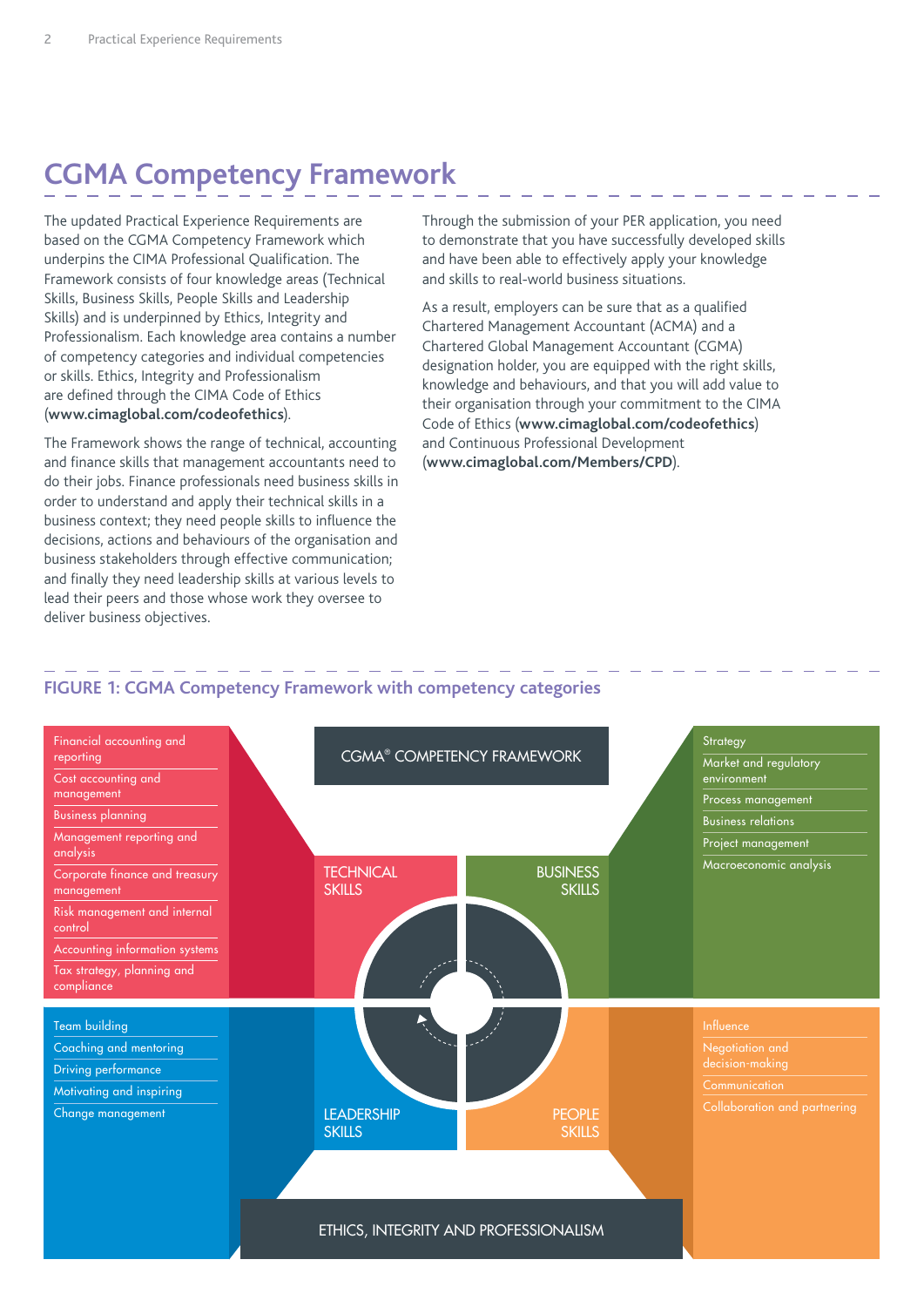## CGMA Competency Framework

The updated Practical Experience Requirements are based on the CGMA Competency Framework which underpins the CIMA Professional Qualification. The Framework consists of four knowledge areas (Technical Skills, Business Skills, People Skills and Leadership Skills) and is underpinned by Ethics, Integrity and Professionalism. Each knowledge area contains a number of competency categories and individual competencies or skills. Ethics, Integrity and Professionalism are defined through the CIMA Code of Ethics (**www.cimaglobal.com/codeofethics**).

The Framework shows the range of technical, accounting and finance skills that management accountants need to do their jobs. Finance professionals need business skills in order to understand and apply their technical skills in a business context; they need people skills to influence the decisions, actions and behaviours of the organisation and business stakeholders through effective communication; and finally they need leadership skills at various levels to lead their peers and those whose work they oversee to deliver business objectives.

Through the submission of your PER application, you need to demonstrate that you have successfully developed skills and have been able to effectively apply your knowledge and skills to real-world business situations.

As a result, employers can be sure that as a qualified Chartered Management Accountant (ACMA) and a Chartered Global Management Accountant (CGMA) designation holder, you are equipped with the right skills, knowledge and behaviours, and that you will add value to their organisation through your commitment to the CIMA Code of Ethics (**www.cimaglobal.com/codeofethics**) and Continuous Professional Development (**www.cimaglobal.com/Members/CPD**).

### FIGURE 1: CGMA Competency Framework with competency categories

CGMA® COMPETENCY FRAMEWORK

**TECHNICAL SKILLS**
- Financial accounting and reporting
- Cost accounting and management
- Business planning
- Management reporting and analysis
- Corporate finance and treasury management
- Risk management and internal control
- Accounting information systems
- Tax strategy, planning and compliance

**BUSINESS SKILLS**
- Strategy
- Market and regulatory environment
- Process management
- Business relations
- Project management
- Macroeconomic analysis

**LEADERSHIP SKILLS**
- Team building
- Coaching and mentoring
- Driving performance
- Motivating and inspiring
- Change management

**PEOPLE SKILLS**
- Influence
- Negotiation and decision-making
- Communication
- Collaboration and partnering

ETHICS, INTEGRITY AND PROFESSIONALISM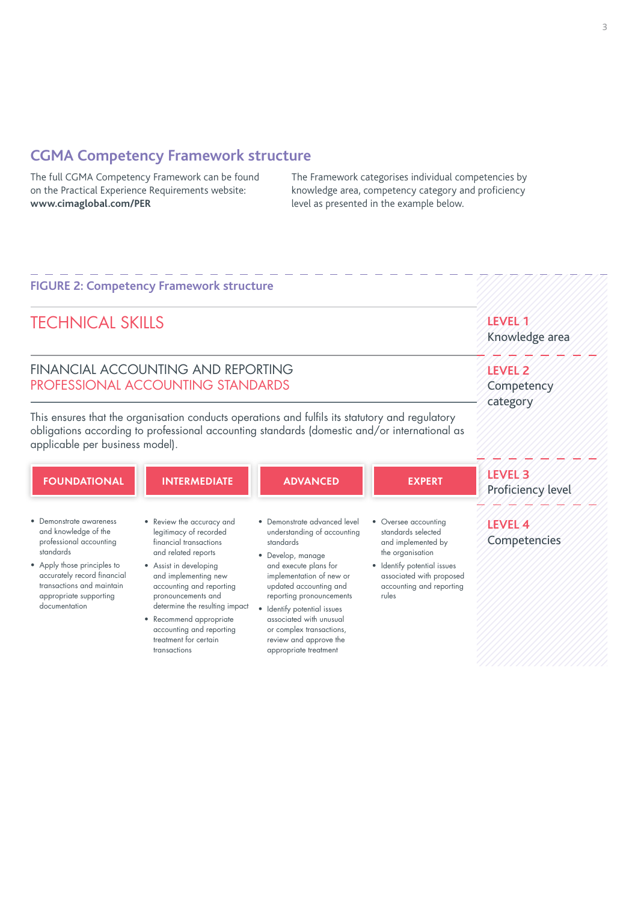## CGMA Competency Framework structure

The full CGMA Competency Framework can be found on the Practical Experience Requirements website: **www.cimaglobal.com/PER**

The Framework categorises individual competencies by knowledge area, competency category and proficiency level as presented in the example below.

### FIGURE 2: Competency Framework structure

# TECHNICAL SKILLS

**LEVEL 1**
Knowledge area

## FINANCIAL ACCOUNTING AND REPORTING
## PROFESSIONAL ACCOUNTING STANDARDS

**LEVEL 2**
Competency category

This ensures that the organisation conducts operations and fulfils its statutory and regulatory obligations according to professional accounting standards (domestic and/or international as applicable per business model).

**LEVEL 3**
Proficiency level

| FOUNDATIONAL | INTERMEDIATE | ADVANCED | EXPERT |
|---|---|---|---|
| • Demonstrate awareness and knowledge of the professional accounting standards<br>• Apply those principles to accurately record financial transactions and maintain appropriate supporting documentation | • Review the accuracy and legitimacy of recorded financial transactions and related reports<br>• Assist in developing and implementing new accounting and reporting pronouncements and determine the resulting impact<br>• Recommend appropriate accounting and reporting treatment for certain transactions | • Demonstrate advanced level understanding of accounting standards<br>• Develop, manage and execute plans for implementation of new or updated accounting and reporting pronouncements<br>• Identify potential issues associated with unusual or complex transactions, review and approve the appropriate treatment | • Oversee accounting standards selected and implemented by the organisation<br>• Identify potential issues associated with proposed accounting and reporting rules |

**LEVEL 4**
Competencies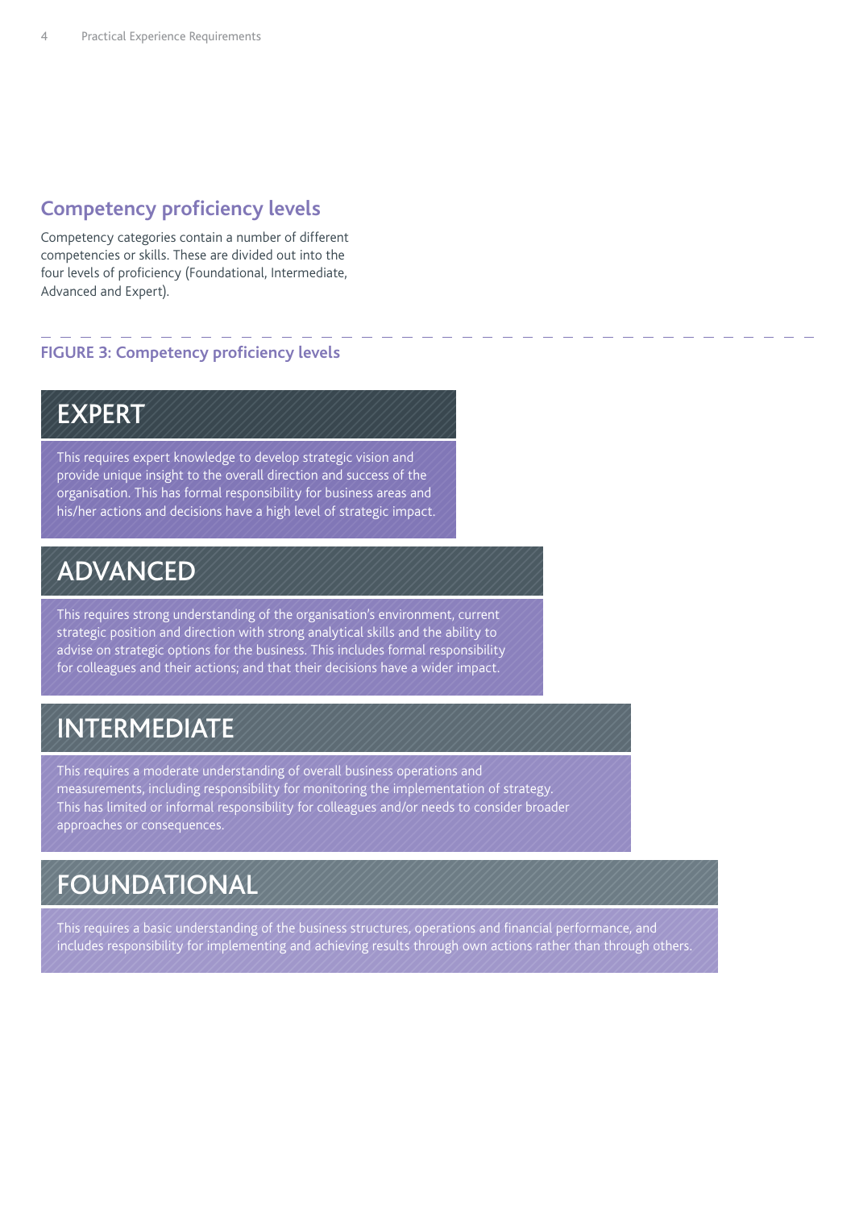## Competency proficiency levels

Competency categories contain a number of different competencies or skills. These are divided out into the four levels of proficiency (Foundational, Intermediate, Advanced and Expert).

**FIGURE 3: Competency proficiency levels**

### EXPERT

This requires expert knowledge to develop strategic vision and provide unique insight to the overall direction and success of the organisation. This has formal responsibility for business areas and his/her actions and decisions have a high level of strategic impact.

### ADVANCED

This requires strong understanding of the organisation's environment, current strategic position and direction with strong analytical skills and the ability to advise on strategic options for the business. This includes formal responsibility for colleagues and their actions; and that their decisions have a wider impact.

### INTERMEDIATE

This requires a moderate understanding of overall business operations and measurements, including responsibility for monitoring the implementation of strategy. This has limited or informal responsibility for colleagues and/or needs to consider broader approaches or consequences.

### FOUNDATIONAL

This requires a basic understanding of the business structures, operations and financial performance, and includes responsibility for implementing and achieving results through own actions rather than through others.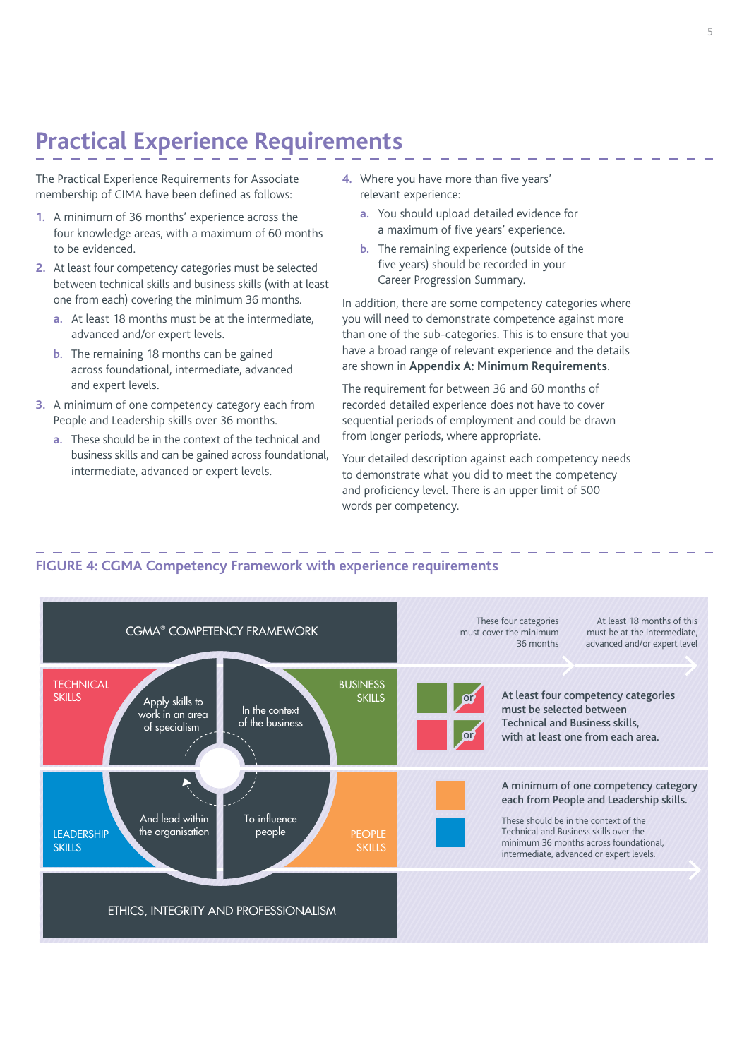# Practical Experience Requirements

The Practical Experience Requirements for Associate membership of CIMA have been defined as follows:

1. A minimum of 36 months' experience across the four knowledge areas, with a maximum of 60 months to be evidenced.
2. At least four competency categories must be selected between technical skills and business skills (with at least one from each) covering the minimum 36 months.
   a. At least 18 months must be at the intermediate, advanced and/or expert levels.
   b. The remaining 18 months can be gained across foundational, intermediate, advanced and expert levels.
3. A minimum of one competency category each from People and Leadership skills over 36 months.
   a. These should be in the context of the technical and business skills and can be gained across foundational, intermediate, advanced or expert levels.
4. Where you have more than five years' relevant experience:
   a. You should upload detailed evidence for a maximum of five years' experience.
   b. The remaining experience (outside of the five years) should be recorded in your Career Progression Summary.

In addition, there are some competency categories where you will need to demonstrate competence against more than one of the sub-categories. This is to ensure that you have a broad range of relevant experience and the details are shown in **Appendix A: Minimum Requirements**.

The requirement for between 36 and 60 months of recorded detailed experience does not have to cover sequential periods of employment and could be drawn from longer periods, where appropriate.

Your detailed description against each competency needs to demonstrate what you did to meet the competency and proficiency level. There is an upper limit of 500 words per competency.

**FIGURE 4: CGMA Competency Framework with experience requirements**

CGMA® COMPETENCY FRAMEWORK

TECHNICAL SKILLS — Apply skills to work in an area of specialism

BUSINESS SKILLS — In the context of the business

LEADERSHIP SKILLS — And lead within the organisation

PEOPLE SKILLS — To influence people

ETHICS, INTEGRITY AND PROFESSIONALISM

These four categories must cover the minimum 36 months

At least 18 months of this must be at the intermediate, advanced and/or expert level

**At least four competency categories must be selected between Technical and Business skills, with at least one from each area.**

**A minimum of one competency category each from People and Leadership skills.**

These should be in the context of the Technical and Business skills over the minimum 36 months across foundational, intermediate, advanced or expert levels.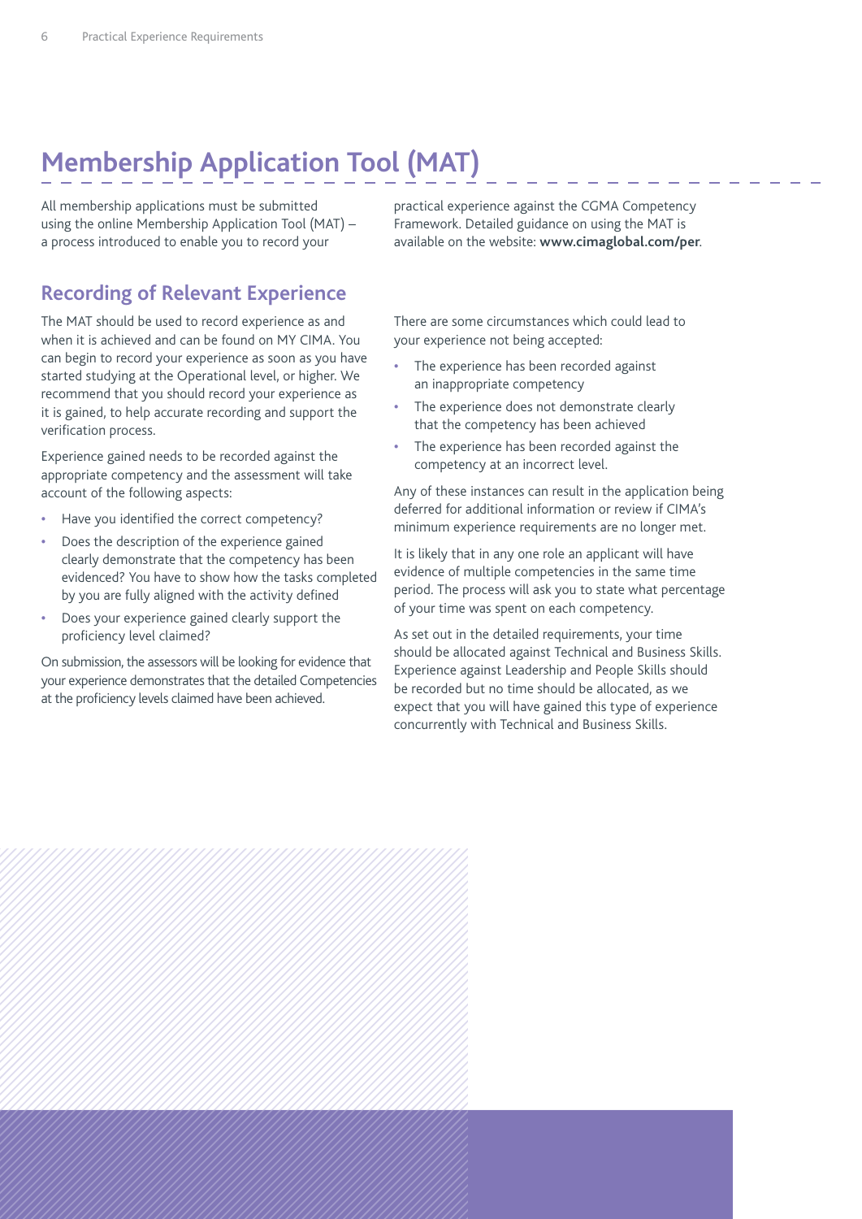# Membership Application Tool (MAT)

All membership applications must be submitted using the online Membership Application Tool (MAT) – a process introduced to enable you to record your practical experience against the CGMA Competency Framework. Detailed guidance on using the MAT is available on the website: **www.cimaglobal.com/per**.

## Recording of Relevant Experience

The MAT should be used to record experience as and when it is achieved and can be found on MY CIMA. You can begin to record your experience as soon as you have started studying at the Operational level, or higher. We recommend that you should record your experience as it is gained, to help accurate recording and support the verification process.

Experience gained needs to be recorded against the appropriate competency and the assessment will take account of the following aspects:

- Have you identified the correct competency?
- Does the description of the experience gained clearly demonstrate that the competency has been evidenced? You have to show how the tasks completed by you are fully aligned with the activity defined
- Does your experience gained clearly support the proficiency level claimed?

On submission, the assessors will be looking for evidence that your experience demonstrates that the detailed Competencies at the proficiency levels claimed have been achieved.

There are some circumstances which could lead to your experience not being accepted:

- The experience has been recorded against an inappropriate competency
- The experience does not demonstrate clearly that the competency has been achieved
- The experience has been recorded against the competency at an incorrect level.

Any of these instances can result in the application being deferred for additional information or review if CIMA's minimum experience requirements are no longer met.

It is likely that in any one role an applicant will have evidence of multiple competencies in the same time period. The process will ask you to state what percentage of your time was spent on each competency.

As set out in the detailed requirements, your time should be allocated against Technical and Business Skills. Experience against Leadership and People Skills should be recorded but no time should be allocated, as we expect that you will have gained this type of experience concurrently with Technical and Business Skills.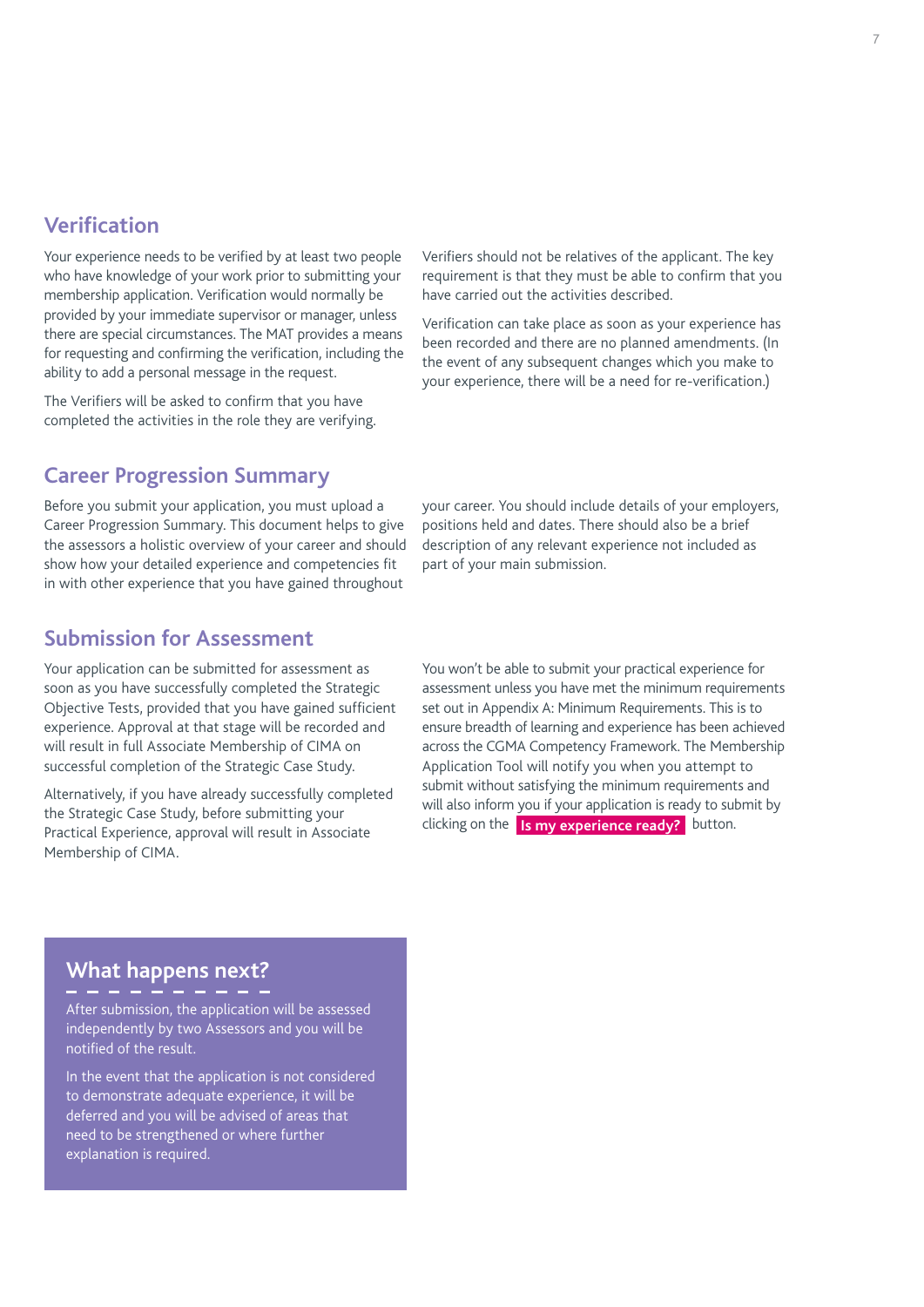## Verification

Your experience needs to be verified by at least two people who have knowledge of your work prior to submitting your membership application. Verification would normally be provided by your immediate supervisor or manager, unless there are special circumstances. The MAT provides a means for requesting and confirming the verification, including the ability to add a personal message in the request.

The Verifiers will be asked to confirm that you have completed the activities in the role they are verifying.

Verifiers should not be relatives of the applicant. The key requirement is that they must be able to confirm that you have carried out the activities described.

Verification can take place as soon as your experience has been recorded and there are no planned amendments. (In the event of any subsequent changes which you make to your experience, there will be a need for re-verification.)

## Career Progression Summary

Before you submit your application, you must upload a Career Progression Summary. This document helps to give the assessors a holistic overview of your career and should show how your detailed experience and competencies fit in with other experience that you have gained throughout your career. You should include details of your employers, positions held and dates. There should also be a brief description of any relevant experience not included as part of your main submission.

## Submission for Assessment

Your application can be submitted for assessment as soon as you have successfully completed the Strategic Objective Tests, provided that you have gained sufficient experience. Approval at that stage will be recorded and will result in full Associate Membership of CIMA on successful completion of the Strategic Case Study.

Alternatively, if you have already successfully completed the Strategic Case Study, before submitting your Practical Experience, approval will result in Associate Membership of CIMA.

You won't be able to submit your practical experience for assessment unless you have met the minimum requirements set out in Appendix A: Minimum Requirements. This is to ensure breadth of learning and experience has been achieved across the CGMA Competency Framework. The Membership Application Tool will notify you when you attempt to submit without satisfying the minimum requirements and will also inform you if your application is ready to submit by clicking on the **Is my experience ready?** button.

## What happens next?

After submission, the application will be assessed independently by two Assessors and you will be notified of the result.

In the event that the application is not considered to demonstrate adequate experience, it will be deferred and you will be advised of areas that need to be strengthened or where further explanation is required.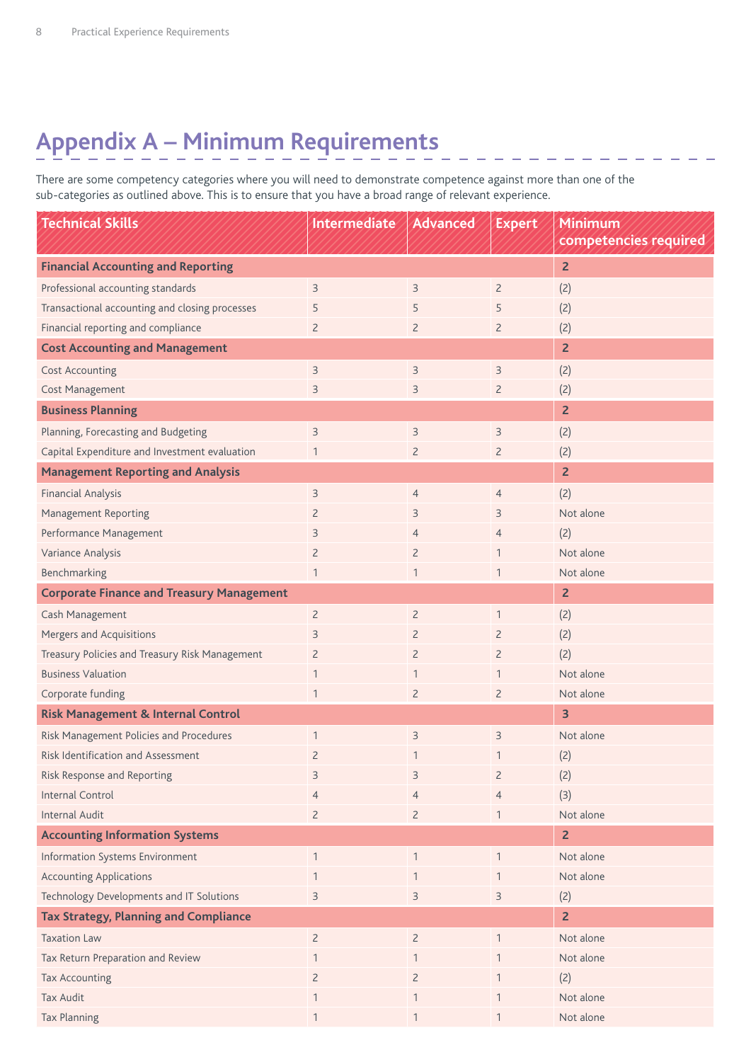# Appendix A – Minimum Requirements

There are some competency categories where you will need to demonstrate competence against more than one of the sub-categories as outlined above. This is to ensure that you have a broad range of relevant experience.

| Technical Skills | Intermediate | Advanced | Expert | Minimum competencies required |
|---|---|---|---|---|
| **Financial Accounting and Reporting** | | | | **2** |
| Professional accounting standards | 3 | 3 | 2 | (2) |
| Transactional accounting and closing processes | 5 | 5 | 5 | (2) |
| Financial reporting and compliance | 2 | 2 | 2 | (2) |
| **Cost Accounting and Management** | | | | **2** |
| Cost Accounting | 3 | 3 | 3 | (2) |
| Cost Management | 3 | 3 | 2 | (2) |
| **Business Planning** | | | | **2** |
| Planning, Forecasting and Budgeting | 3 | 3 | 3 | (2) |
| Capital Expenditure and Investment evaluation | 1 | 2 | 2 | (2) |
| **Management Reporting and Analysis** | | | | **2** |
| Financial Analysis | 3 | 4 | 4 | (2) |
| Management Reporting | 2 | 3 | 3 | Not alone |
| Performance Management | 3 | 4 | 4 | (2) |
| Variance Analysis | 2 | 2 | 1 | Not alone |
| Benchmarking | 1 | 1 | 1 | Not alone |
| **Corporate Finance and Treasury Management** | | | | **2** |
| Cash Management | 2 | 2 | 1 | (2) |
| Mergers and Acquisitions | 3 | 2 | 2 | (2) |
| Treasury Policies and Treasury Risk Management | 2 | 2 | 2 | (2) |
| Business Valuation | 1 | 1 | 1 | Not alone |
| Corporate funding | 1 | 2 | 2 | Not alone |
| **Risk Management & Internal Control** | | | | **3** |
| Risk Management Policies and Procedures | 1 | 3 | 3 | Not alone |
| Risk Identification and Assessment | 2 | 1 | 1 | (2) |
| Risk Response and Reporting | 3 | 3 | 2 | (2) |
| Internal Control | 4 | 4 | 4 | (3) |
| Internal Audit | 2 | 2 | 1 | Not alone |
| **Accounting Information Systems** | | | | **2** |
| Information Systems Environment | 1 | 1 | 1 | Not alone |
| Accounting Applications | 1 | 1 | 1 | Not alone |
| Technology Developments and IT Solutions | 3 | 3 | 3 | (2) |
| **Tax Strategy, Planning and Compliance** | | | | **2** |
| Taxation Law | 2 | 2 | 1 | Not alone |
| Tax Return Preparation and Review | 1 | 1 | 1 | Not alone |
| Tax Accounting | 2 | 2 | 1 | (2) |
| Tax Audit | 1 | 1 | 1 | Not alone |
| Tax Planning | 1 | 1 | 1 | Not alone |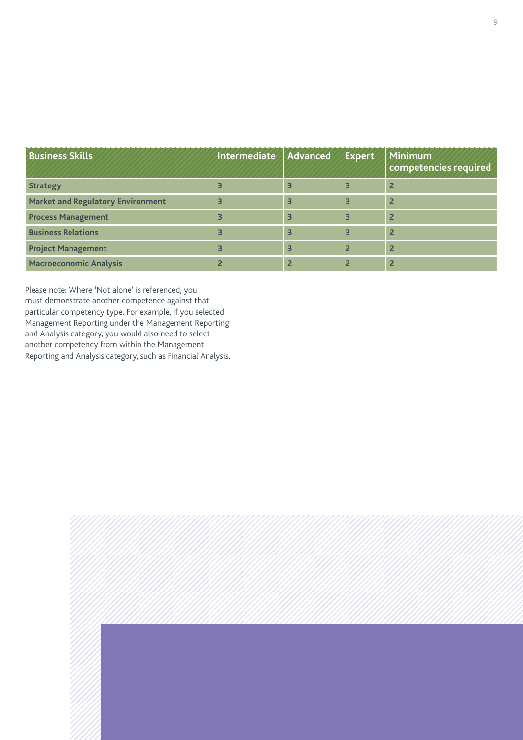| Business Skills | Intermediate | Advanced | Expert | Minimum competencies required |
|---|---|---|---|---|
| Strategy | 3 | 3 | 3 | 2 |
| Market and Regulatory Environment | 3 | 3 | 3 | 2 |
| Process Management | 3 | 3 | 3 | 2 |
| Business Relations | 3 | 3 | 3 | 2 |
| Project Management | 3 | 3 | 2 | 2 |
| Macroeconomic Analysis | 2 | 2 | 2 | 2 |

Please note: Where 'Not alone' is referenced, you must demonstrate another competence against that particular competency type. For example, if you selected Management Reporting under the Management Reporting and Analysis category, you would also need to select another competency from within the Management Reporting and Analysis category, such as Financial Analysis.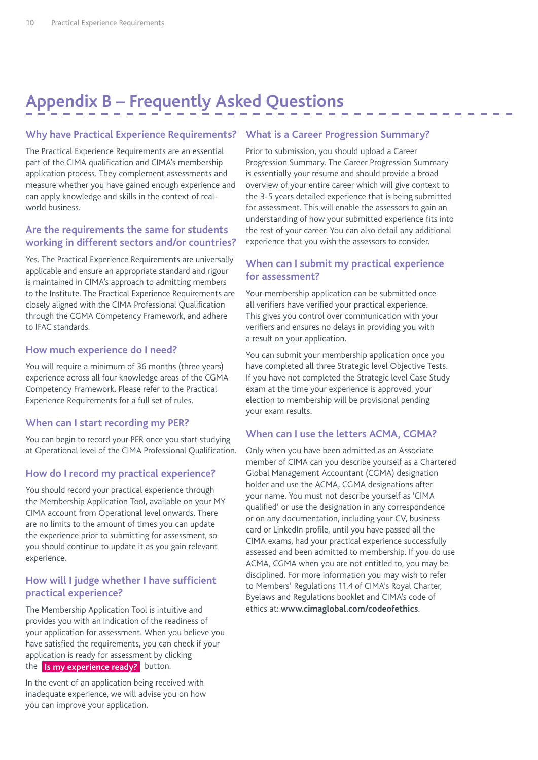# Appendix B – Frequently Asked Questions

## Why have Practical Experience Requirements?

The Practical Experience Requirements are an essential part of the CIMA qualification and CIMA's membership application process. They complement assessments and measure whether you have gained enough experience and can apply knowledge and skills in the context of real-world business.

## Are the requirements the same for students working in different sectors and/or countries?

Yes. The Practical Experience Requirements are universally applicable and ensure an appropriate standard and rigour is maintained in CIMA's approach to admitting members to the Institute. The Practical Experience Requirements are closely aligned with the CIMA Professional Qualification through the CGMA Competency Framework, and adhere to IFAC standards.

## How much experience do I need?

You will require a minimum of 36 months (three years) experience across all four knowledge areas of the CGMA Competency Framework. Please refer to the Practical Experience Requirements for a full set of rules.

## When can I start recording my PER?

You can begin to record your PER once you start studying at Operational level of the CIMA Professional Qualification.

## How do I record my practical experience?

You should record your practical experience through the Membership Application Tool, available on your MY CIMA account from Operational level onwards. There are no limits to the amount of times you can update the experience prior to submitting for assessment, so you should continue to update it as you gain relevant experience.

## How will I judge whether I have sufficient practical experience?

The Membership Application Tool is intuitive and provides you with an indication of the readiness of your application for assessment. When you believe you have satisfied the requirements, you can check if your application is ready for assessment by clicking the **Is my experience ready?** button.

In the event of an application being received with inadequate experience, we will advise you on how you can improve your application.

## What is a Career Progression Summary?

Prior to submission, you should upload a Career Progression Summary. The Career Progression Summary is essentially your resume and should provide a broad overview of your entire career which will give context to the 3-5 years detailed experience that is being submitted for assessment. This will enable the assessors to gain an understanding of how your submitted experience fits into the rest of your career. You can also detail any additional experience that you wish the assessors to consider.

## When can I submit my practical experience for assessment?

Your membership application can be submitted once all verifiers have verified your practical experience. This gives you control over communication with your verifiers and ensures no delays in providing you with a result on your application.

You can submit your membership application once you have completed all three Strategic level Objective Tests. If you have not completed the Strategic level Case Study exam at the time your experience is approved, your election to membership will be provisional pending your exam results.

## When can I use the letters ACMA, CGMA?

Only when you have been admitted as an Associate member of CIMA can you describe yourself as a Chartered Global Management Accountant (CGMA) designation holder and use the ACMA, CGMA designations after your name. You must not describe yourself as 'CIMA qualified' or use the designation in any correspondence or on any documentation, including your CV, business card or LinkedIn profile, until you have passed all the CIMA exams, had your practical experience successfully assessed and been admitted to membership. If you do use ACMA, CGMA when you are not entitled to, you may be disciplined. For more information you may wish to refer to Members' Regulations 11.4 of CIMA's Royal Charter, Byelaws and Regulations booklet and CIMA's code of ethics at: **www.cimaglobal.com/codeofethics**.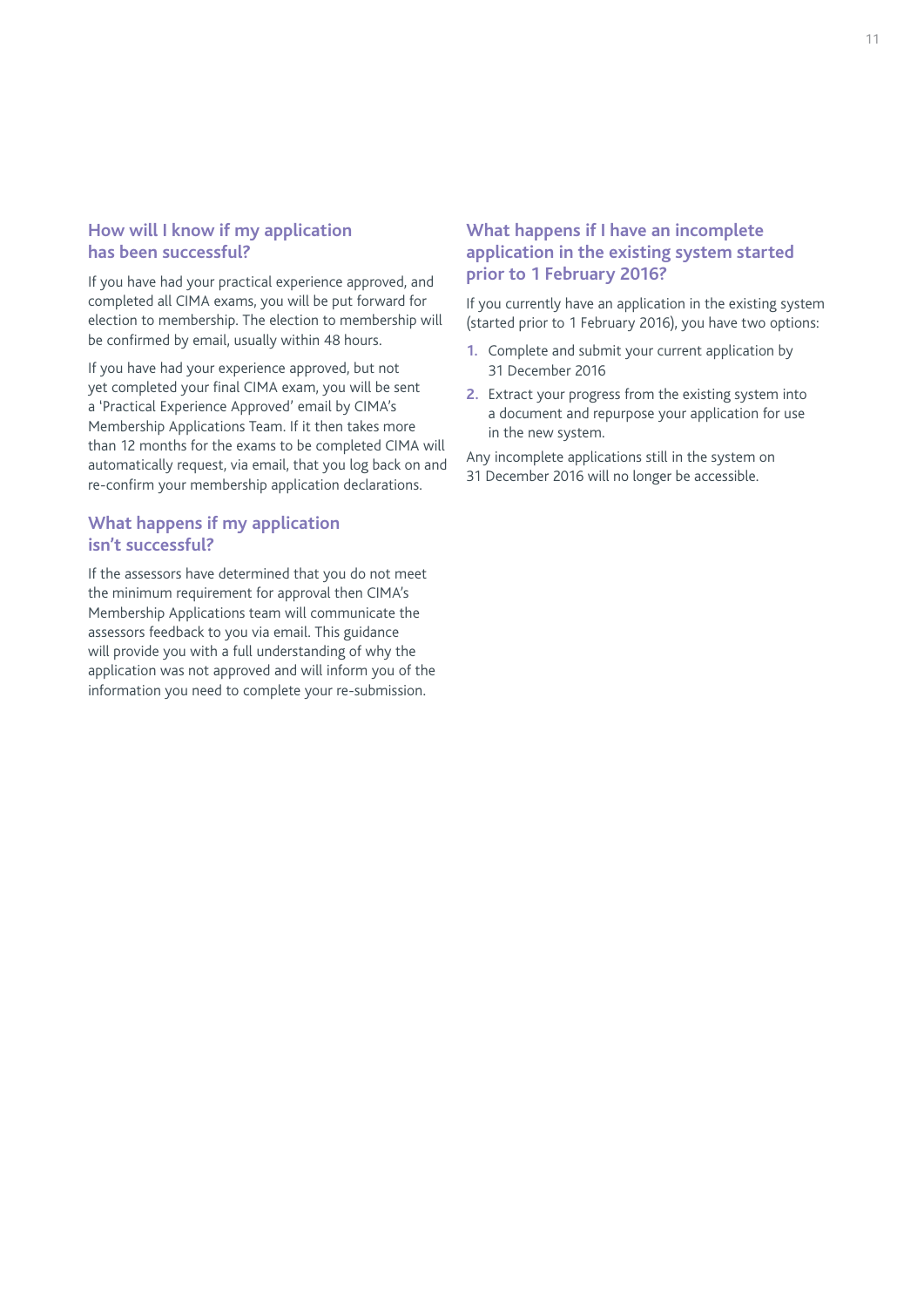## How will I know if my application has been successful?

If you have had your practical experience approved, and completed all CIMA exams, you will be put forward for election to membership. The election to membership will be confirmed by email, usually within 48 hours.

If you have had your experience approved, but not yet completed your final CIMA exam, you will be sent a 'Practical Experience Approved' email by CIMA's Membership Applications Team. If it then takes more than 12 months for the exams to be completed CIMA will automatically request, via email, that you log back on and re-confirm your membership application declarations.

## What happens if my application isn't successful?

If the assessors have determined that you do not meet the minimum requirement for approval then CIMA's Membership Applications team will communicate the assessors feedback to you via email. This guidance will provide you with a full understanding of why the application was not approved and will inform you of the information you need to complete your re-submission.

## What happens if I have an incomplete application in the existing system started prior to 1 February 2016?

If you currently have an application in the existing system (started prior to 1 February 2016), you have two options:

1. Complete and submit your current application by 31 December 2016
2. Extract your progress from the existing system into a document and repurpose your application for use in the new system.

Any incomplete applications still in the system on 31 December 2016 will no longer be accessible.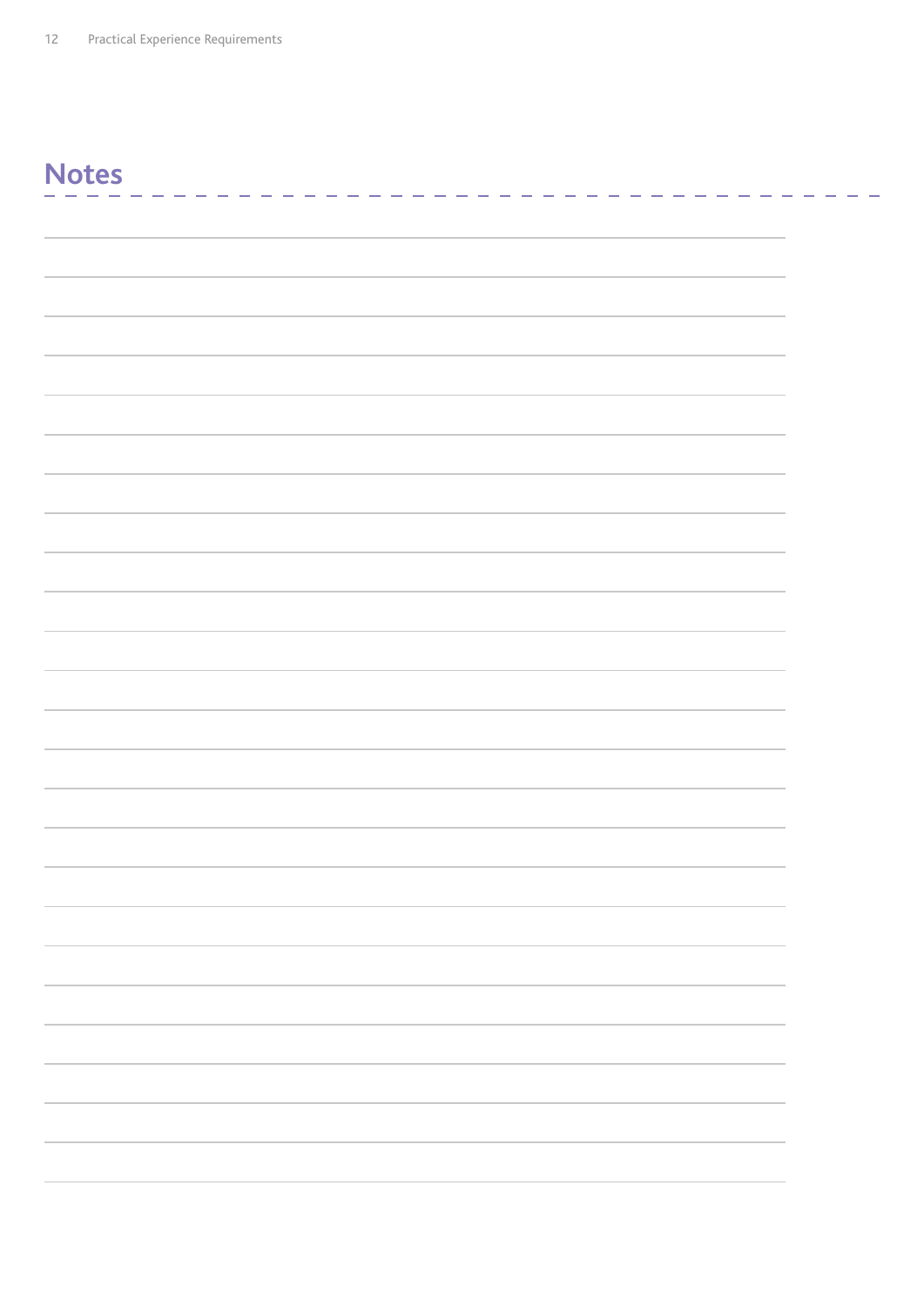## Notes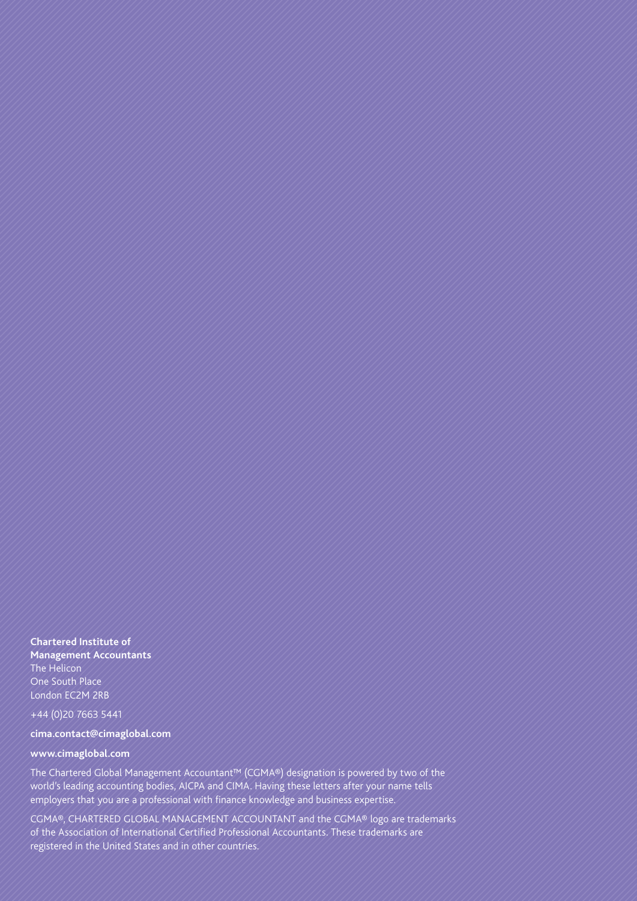**Chartered Institute of Management Accountants**
The Helicon
One South Place
London EC2M 2RB

+44 (0)20 7663 5441

**cima.contact@cimaglobal.com**

**www.cimaglobal.com**

The Chartered Global Management Accountant™ (CGMA®) designation is powered by two of the world's leading accounting bodies, AICPA and CIMA. Having these letters after your name tells employers that you are a professional with finance knowledge and business expertise.

CGMA®, CHARTERED GLOBAL MANAGEMENT ACCOUNTANT and the CGMA® logo are trademarks of the Association of International Certified Professional Accountants. These trademarks are registered in the United States and in other countries.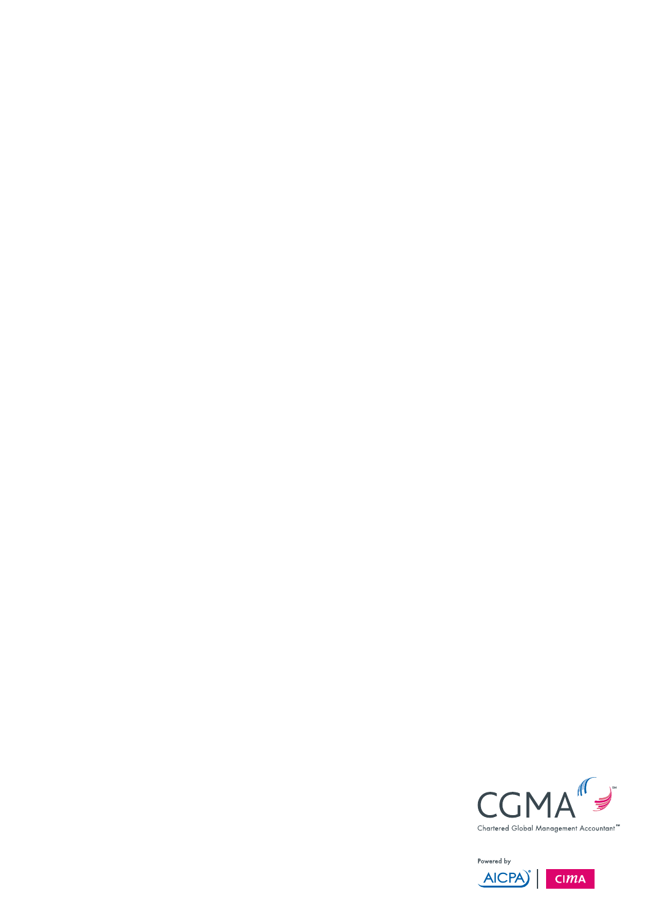CGMA

Chartered Global Management Accountant™

Powered by

AICPA | CIMA